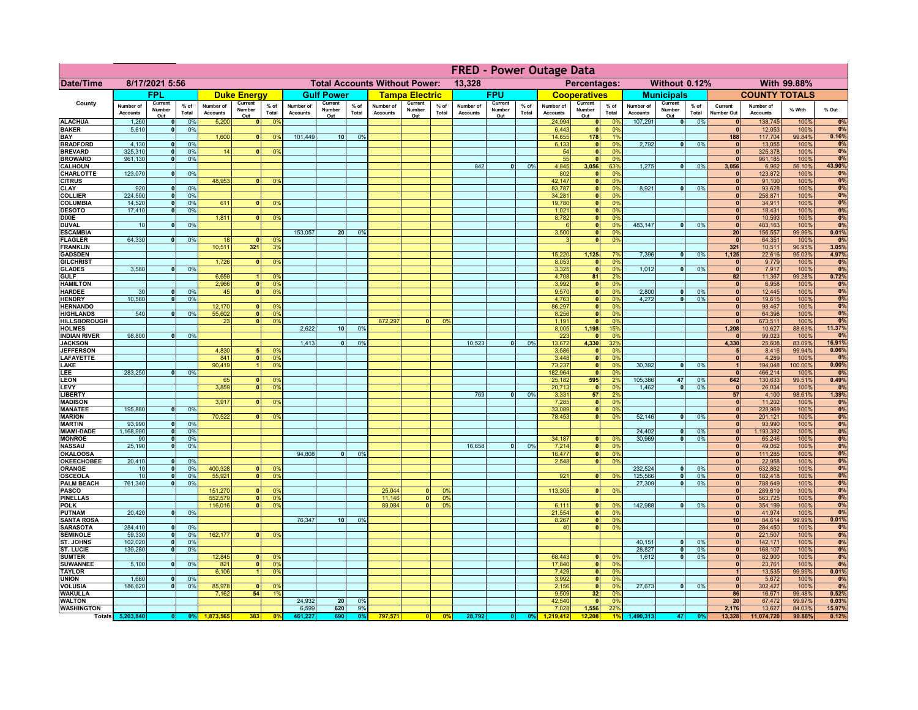# FRED - Power Outage Data

| Date/Time | 8/17/2021 5:56 | | | Total Accounts Without Power: | | | 13,328 | | | Percentages: | | | Without 0.12% | | | With 99.88% | | | | | | | | | |
|---|---|---|---|---|---|---|---|---|---|---|---|---|---|---|---|---|---|---|---|---|---|---|---|---|---|

| County | FPL | | | Duke Energy | | | Gulf Power | | | Tampa Electric | | | FPU | | | Cooperatives | | | Municipals | | | COUNTY TOTALS | | | |
|---|---|---|---|---|---|---|---|---|---|---|---|---|---|---|---|---|---|---|---|---|---|---|---|---|---|
| | Number of Accounts | Current Number Out | % of Total | Number of Accounts | Current Number Out | % of Total | Number of Accounts | Current Number Out | % of Total | Number of Accounts | Current Number Out | % of Total | Number of Accounts | Current Number Out | % of Total | Number of Accounts | Current Number Out | % of Total | Number of Accounts | Current Number Out | % of Total | Current Number Out | Number of Accounts | % With | % Out |
| ALACHUA | 1,260 | 0 | 0% | 5,200 | 0 | 0% | | | | | | | | | | 24,994 | 0 | 0% | 107,291 | 0 | 0% | 0 | 138,745 | 100% | 0% |
| BAKER | 5,610 | 0 | 0% | | | | | | | | | | | | | 6,443 | 0 | 0% | | | | 0 | 12,053 | 100% | 0% |
| BAY | | | | 1,600 | 0 | 0% | 101,449 | 10 | 0% | | | | | | | 14,655 | 178 | 1% | | | | 188 | 117,704 | 99.84% | 0.16% |
| BRADFORD | 4,130 | 0 | 0% | | | | | | | | | | | | | 6,133 | 0 | 0% | 2,792 | 0 | 0% | 0 | 13,055 | 100% | 0% |
| BREVARD | 325,310 | 0 | 0% | 14 | 0 | 0% | | | | | | | | | | 54 | 0 | 0% | | | | 0 | 325,378 | 100% | 0% |
| BROWARD | 961,130 | 0 | 0% | | | | | | | | | | | | | 55 | 0 | 0% | | | | 0 | 961,185 | 100% | 0% |
| CALHOUN | | | | | | | | | | | | | 842 | 0 | 0% | 4,845 | 3,056 | 63% | 1,275 | 0 | 0% | 3,056 | 6,962 | 56.10% | 43.90% |
| CHARLOTTE | 123,070 | 0 | 0% | | | | | | | | | | | | | 802 | 0 | 0% | | | | 0 | 123,872 | 100% | 0% |
| CITRUS | | | | 48,953 | 0 | 0% | | | | | | | | | | 42,147 | 0 | 0% | | | | 0 | 91,100 | 100% | 0% |
| CLAY | 920 | 0 | 0% | | | | | | | | | | | | | 83,787 | 0 | 0% | 8,921 | 0 | 0% | 0 | 93,628 | 100% | 0% |
| COLLIER | 224,590 | 0 | 0% | | | | | | | | | | | | | 34,281 | 0 | 0% | | | | 0 | 258,871 | 100% | 0% |
| COLUMBIA | 14,520 | 0 | 0% | 611 | 0 | 0% | | | | | | | | | | 19,780 | 0 | 0% | | | | 0 | 34,911 | 100% | 0% |
| DESOTO | 17,410 | 0 | 0% | | | | | | | | | | | | | 1,021 | 0 | 0% | | | | 0 | 18,431 | 100% | 0% |
| DIXIE | | | | 1,811 | 0 | 0% | | | | | | | | | | 8,782 | 0 | 0% | | | | 0 | 10,593 | 100% | 0% |
| DUVAL | 10 | 0 | 0% | | | | | | | | | | | | | 6 | 0 | 0% | 483,147 | 0 | 0% | 0 | 483,163 | 100% | 0% |
| ESCAMBIA | | | | | | | 153,057 | 20 | 0% | | | | | | | 3,500 | 0 | 0% | | | | 20 | 156,557 | 99.99% | 0.01% |
| FLAGLER | 64,330 | 0 | 0% | 18 | 0 | 0% | | | | | | | | | | 3 | 0 | 0% | | | | 0 | 64,351 | 100% | 0% |
| FRANKLIN | | | | 10,511 | 321 | 3% | | | | | | | | | | | | | | | | 321 | 10,511 | 96.95% | 3.05% |
| GADSDEN | | | | | | | | | | | | | | | | 15,220 | 1,125 | 7% | 7,396 | 0 | 0% | 1,125 | 22,616 | 95.03% | 4.97% |
| GILCHRIST | | | | 1,726 | 0 | 0% | | | | | | | | | | 8,053 | 0 | 0% | | | | 0 | 9,779 | 100% | 0% |
| GLADES | 3,580 | 0 | 0% | | | | | | | | | | | | | 3,325 | 0 | 0% | 1,012 | 0 | 0% | 0 | 7,917 | 100% | 0% |
| GULF | | | | 6,659 | 1 | 0% | | | | | | | | | | 4,708 | 81 | 2% | | | | 82 | 11,367 | 99.28% | 0.72% |
| HAMILTON | | | | 2,966 | 0 | 0% | | | | | | | | | | 3,992 | 0 | 0% | | | | 0 | 6,958 | 100% | 0% |
| HARDEE | 30 | 0 | 0% | 45 | 0 | 0% | | | | | | | | | | 9,570 | 0 | 0% | 2,800 | 0 | 0% | 0 | 12,445 | 100% | 0% |
| HENDRY | 10,580 | 0 | 0% | | | | | | | | | | | | | 4,763 | 0 | 0% | 4,272 | 0 | 0% | 0 | 19,615 | 100% | 0% |
| HERNANDO | | | | 12,170 | 0 | 0% | | | | | | | | | | 86,297 | 0 | 0% | | | | 0 | 98,467 | 100% | 0% |
| HIGHLANDS | 540 | 0 | 0% | 55,602 | 0 | 0% | | | | | | | | | | 8,256 | 0 | 0% | | | | 0 | 64,398 | 100% | 0% |
| HILLSBOROUGH | | | | 23 | 0 | 0% | | | | 672,297 | 0 | 0% | | | | 1,191 | 0 | 0% | | | | 0 | 673,511 | 100% | 0% |
| HOLMES | | | | | | | 2,622 | 10 | 0% | | | | | | | 8,005 | 1,198 | 15% | | | | 1,208 | 10,627 | 88.63% | 11.37% |
| INDIAN RIVER | 98,800 | 0 | 0% | | | | | | | | | | | | | 223 | 0 | 0% | | | | 0 | 99,023 | 100% | 0% |
| JACKSON | | | | | | | 1,413 | 0 | 0% | | | | 10,523 | 0 | 0% | 13,672 | 4,330 | 32% | | | | 4,330 | 25,608 | 83.09% | 16.91% |
| JEFFERSON | | | | 4,830 | 5 | 0% | | | | | | | | | | 3,586 | 0 | 0% | | | | 5 | 8,416 | 99.94% | 0.06% |
| LAFAYETTE | | | | 841 | 0 | 0% | | | | | | | | | | 3,448 | 0 | 0% | | | | 0 | 4,289 | 100% | 0% |
| LAKE | | | | 90,419 | 1 | 0% | | | | | | | | | | 73,237 | 0 | 0% | 30,392 | 0 | 0% | 1 | 194,048 | 100.00% | 0.00% |
| LEE | 283,250 | 0 | 0% | | | | | | | | | | | | | 182,964 | 0 | 0% | | | | 0 | 466,214 | 100% | 0% |
| LEON | | | | 65 | 0 | 0% | | | | | | | | | | 25,182 | 595 | 2% | 105,386 | 47 | 0% | 642 | 130,633 | 99.51% | 0.49% |
| LEVY | | | | 3,859 | 0 | 0% | | | | | | | | | | 20,713 | 0 | 0% | 1,462 | 0 | 0% | 0 | 26,034 | 100% | 0% |
| LIBERTY | | | | | | | | | | | | | 769 | 0 | 0% | 3,331 | 57 | 2% | | | | 57 | 4,100 | 98.61% | 1.39% |
| MADISON | | | | 3,917 | 0 | 0% | | | | | | | | | | 7,285 | 0 | 0% | | | | 0 | 11,202 | 100% | 0% |
| MANATEE | 195,880 | 0 | 0% | | | | | | | | | | | | | 33,089 | 0 | 0% | | | | 0 | 228,969 | 100% | 0% |
| MARION | | | | 70,522 | 0 | 0% | | | | | | | | | | 78,453 | 0 | 0% | 52,146 | 0 | 0% | 0 | 201,121 | 100% | 0% |
| MARTIN | 93,990 | 0 | 0% | | | | | | | | | | | | | | | | | | | 0 | 93,990 | 100% | 0% |
| MIAMI-DADE | 1,168,990 | 0 | 0% | | | | | | | | | | | | | | | | 24,402 | 0 | 0% | 0 | 1,193,392 | 100% | 0% |
| MONROE | 90 | 0 | 0% | | | | | | | | | | | | | 34,187 | 0 | 0% | 30,969 | 0 | 0% | 0 | 65,246 | 100% | 0% |
| NASSAU | 25,190 | 0 | 0% | | | | | | | | | | 16,658 | 0 | 0% | 7,214 | 0 | 0% | | | | 0 | 49,062 | 100% | 0% |
| OKALOOSA | | | | | | | 94,808 | 0 | 0% | | | | | | | 16,477 | 0 | 0% | | | | 0 | 111,285 | 100% | 0% |
| OKEECHOBEE | 20,410 | 0 | 0% | | | | | | | | | | | | | 2,548 | 0 | 0% | | | | 0 | 22,958 | 100% | 0% |
| ORANGE | 10 | 0 | 0% | 400,328 | 0 | 0% | | | | | | | | | | | | | 232,524 | 0 | 0% | 0 | 632,862 | 100% | 0% |
| OSCEOLA | 10 | 0 | 0% | 55,921 | 0 | 0% | | | | | | | | | | 921 | 0 | 0% | 125,566 | 0 | 0% | 0 | 182,418 | 100% | 0% |
| PALM BEACH | 761,340 | 0 | 0% | | | | | | | | | | | | | | | | 27,309 | 0 | 0% | 0 | 788,649 | 100% | 0% |
| PASCO | | | | 151,270 | 0 | 0% | | | | 25,044 | 0 | 0% | | | | 113,305 | 0 | 0% | | | | 0 | 289,619 | 100% | 0% |
| PINELLAS | | | | 552,579 | 0 | 0% | | | | 11,146 | 0 | 0% | | | | | | | | | | 0 | 563,725 | 100% | 0% |
| POLK | | | | 116,016 | 0 | 0% | | | | 89,084 | 0 | 0% | | | | 6,111 | 0 | 0% | 142,988 | 0 | 0% | 0 | 354,199 | 100% | 0% |
| PUTNAM | 20,420 | 0 | 0% | | | | | | | | | | | | | 21,554 | 0 | 0% | | | | 0 | 41,974 | 100% | 0% |
| SANTA ROSA | | | | | | | 76,347 | 10 | 0% | | | | | | | 8,267 | 0 | 0% | | | | 10 | 84,614 | 99.99% | 0.01% |
| SARASOTA | 284,410 | 0 | 0% | | | | | | | | | | | | | 40 | 0 | 0% | | | | 0 | 284,450 | 100% | 0% |
| SEMINOLE | 59,330 | 0 | 0% | 162,177 | 0 | 0% | | | | | | | | | | | | | | | | 0 | 221,507 | 100% | 0% |
| ST. JOHNS | 102,020 | 0 | 0% | | | | | | | | | | | | | | | | 40,151 | 0 | 0% | 0 | 142,171 | 100% | 0% |
| ST. LUCIE | 139,280 | 0 | 0% | | | | | | | | | | | | | | | | 28,827 | 0 | 0% | 0 | 168,107 | 100% | 0% |
| SUMTER | | | | 12,845 | 0 | 0% | | | | | | | | | | 68,443 | 0 | 0% | 1,612 | 0 | 0% | 0 | 82,900 | 100% | 0% |
| SUWANNEE | 5,100 | 0 | 0% | 821 | 0 | 0% | | | | | | | | | | 17,840 | 0 | 0% | | | | 0 | 23,761 | 100% | 0% |
| TAYLOR | | | | 6,106 | 1 | 0% | | | | | | | | | | 7,429 | 0 | 0% | | | | 1 | 13,535 | 99.99% | 0.01% |
| UNION | 1,680 | 0 | 0% | | | | | | | | | | | | | 3,992 | 0 | 0% | | | | 0 | 5,672 | 100% | 0% |
| VOLUSIA | 186,620 | 0 | 0% | 85,978 | 0 | 0% | | | | | | | | | | 2,156 | 0 | 0% | 27,673 | 0 | 0% | 0 | 302,427 | 100% | 0% |
| WAKULLA | | | | 7,162 | 54 | 1% | | | | | | | | | | 9,509 | 32 | 0% | | | | 86 | 16,671 | 99.48% | 0.52% |
| WALTON | | | | | | | 24,932 | 20 | 0% | | | | | | | 42,540 | 0 | 0% | | | | 20 | 67,472 | 99.97% | 0.03% |
| WASHINGTON | | | | | | | 6,599 | 620 | 9% | | | | | | | 7,028 | 1,556 | 22% | | | | 2,176 | 13,627 | 84.03% | 15.97% |
| Totals | 5,203,840 | 0 | 0% | 1,873,565 | 383 | 0% | 461,227 | 690 | 0% | 797,571 | 0 | 0% | 28,792 | 0 | 0% | 1,219,412 | 12,208 | 1% | 1,490,313 | 47 | 0% | 13,328 | 11,074,720 | 99.88% | 0.12% |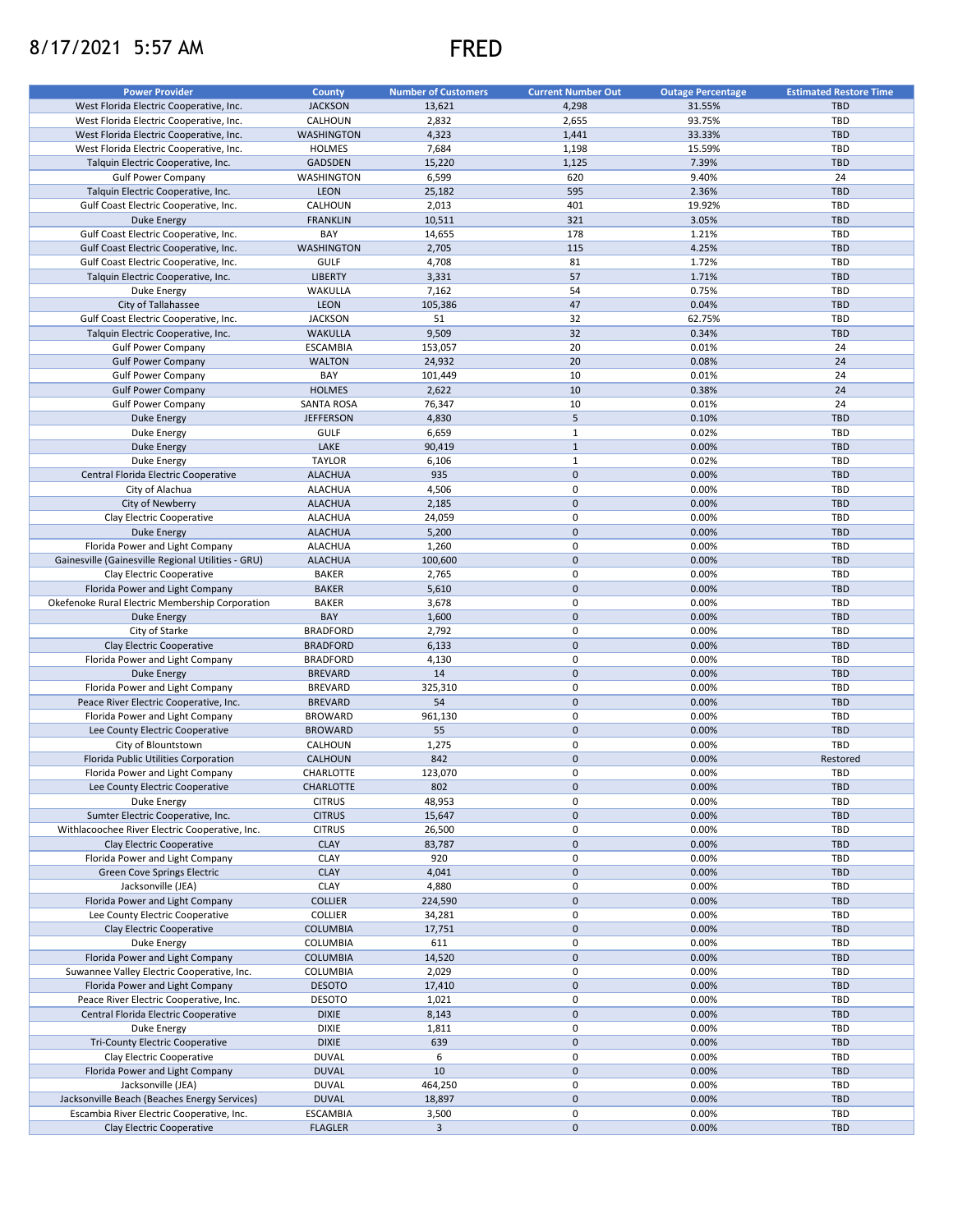8/17/2021 5:57 AM

# FRED

| Power Provider | County | Number of Customers | Current Number Out | Outage Percentage | Estimated Restore Time |
|---|---|---|---|---|---|
| West Florida Electric Cooperative, Inc. | JACKSON | 13,621 | 4,298 | 31.55% | TBD |
| West Florida Electric Cooperative, Inc. | CALHOUN | 2,832 | 2,655 | 93.75% | TBD |
| West Florida Electric Cooperative, Inc. | WASHINGTON | 4,323 | 1,441 | 33.33% | TBD |
| West Florida Electric Cooperative, Inc. | HOLMES | 7,684 | 1,198 | 15.59% | TBD |
| Talquin Electric Cooperative, Inc. | GADSDEN | 15,220 | 1,125 | 7.39% | TBD |
| Gulf Power Company | WASHINGTON | 6,599 | 620 | 9.40% | 24 |
| Talquin Electric Cooperative, Inc. | LEON | 25,182 | 595 | 2.36% | TBD |
| Gulf Coast Electric Cooperative, Inc. | CALHOUN | 2,013 | 401 | 19.92% | TBD |
| Duke Energy | FRANKLIN | 10,511 | 321 | 3.05% | TBD |
| Gulf Coast Electric Cooperative, Inc. | BAY | 14,655 | 178 | 1.21% | TBD |
| Gulf Coast Electric Cooperative, Inc. | WASHINGTON | 2,705 | 115 | 4.25% | TBD |
| Gulf Coast Electric Cooperative, Inc. | GULF | 4,708 | 81 | 1.72% | TBD |
| Talquin Electric Cooperative, Inc. | LIBERTY | 3,331 | 57 | 1.71% | TBD |
| Duke Energy | WAKULLA | 7,162 | 54 | 0.75% | TBD |
| City of Tallahassee | LEON | 105,386 | 47 | 0.04% | TBD |
| Gulf Coast Electric Cooperative, Inc. | JACKSON | 51 | 32 | 62.75% | TBD |
| Talquin Electric Cooperative, Inc. | WAKULLA | 9,509 | 32 | 0.34% | TBD |
| Gulf Power Company | ESCAMBIA | 153,057 | 20 | 0.01% | 24 |
| Gulf Power Company | WALTON | 24,932 | 20 | 0.08% | 24 |
| Gulf Power Company | BAY | 101,449 | 10 | 0.01% | 24 |
| Gulf Power Company | HOLMES | 2,622 | 10 | 0.38% | 24 |
| Gulf Power Company | SANTA ROSA | 76,347 | 10 | 0.01% | 24 |
| Duke Energy | JEFFERSON | 4,830 | 5 | 0.10% | TBD |
| Duke Energy | GULF | 6,659 | 1 | 0.02% | TBD |
| Duke Energy | LAKE | 90,419 | 1 | 0.00% | TBD |
| Duke Energy | TAYLOR | 6,106 | 1 | 0.02% | TBD |
| Central Florida Electric Cooperative | ALACHUA | 935 | 0 | 0.00% | TBD |
| City of Alachua | ALACHUA | 4,506 | 0 | 0.00% | TBD |
| City of Newberry | ALACHUA | 2,185 | 0 | 0.00% | TBD |
| Clay Electric Cooperative | ALACHUA | 24,059 | 0 | 0.00% | TBD |
| Duke Energy | ALACHUA | 5,200 | 0 | 0.00% | TBD |
| Florida Power and Light Company | ALACHUA | 1,260 | 0 | 0.00% | TBD |
| Gainesville (Gainesville Regional Utilities - GRU) | ALACHUA | 100,600 | 0 | 0.00% | TBD |
| Clay Electric Cooperative | BAKER | 2,765 | 0 | 0.00% | TBD |
| Florida Power and Light Company | BAKER | 5,610 | 0 | 0.00% | TBD |
| Okefenoke Rural Electric Membership Corporation | BAKER | 3,678 | 0 | 0.00% | TBD |
| Duke Energy | BAY | 1,600 | 0 | 0.00% | TBD |
| City of Starke | BRADFORD | 2,792 | 0 | 0.00% | TBD |
| Clay Electric Cooperative | BRADFORD | 6,133 | 0 | 0.00% | TBD |
| Florida Power and Light Company | BRADFORD | 4,130 | 0 | 0.00% | TBD |
| Duke Energy | BREVARD | 14 | 0 | 0.00% | TBD |
| Florida Power and Light Company | BREVARD | 325,310 | 0 | 0.00% | TBD |
| Peace River Electric Cooperative, Inc. | BREVARD | 54 | 0 | 0.00% | TBD |
| Florida Power and Light Company | BROWARD | 961,130 | 0 | 0.00% | TBD |
| Lee County Electric Cooperative | BROWARD | 55 | 0 | 0.00% | TBD |
| City of Blountstown | CALHOUN | 1,275 | 0 | 0.00% | TBD |
| Florida Public Utilities Corporation | CALHOUN | 842 | 0 | 0.00% | Restored |
| Florida Power and Light Company | CHARLOTTE | 123,070 | 0 | 0.00% | TBD |
| Lee County Electric Cooperative | CHARLOTTE | 802 | 0 | 0.00% | TBD |
| Duke Energy | CITRUS | 48,953 | 0 | 0.00% | TBD |
| Sumter Electric Cooperative, Inc. | CITRUS | 15,647 | 0 | 0.00% | TBD |
| Withlacoochee River Electric Cooperative, Inc. | CITRUS | 26,500 | 0 | 0.00% | TBD |
| Clay Electric Cooperative | CLAY | 83,787 | 0 | 0.00% | TBD |
| Florida Power and Light Company | CLAY | 920 | 0 | 0.00% | TBD |
| Green Cove Springs Electric | CLAY | 4,041 | 0 | 0.00% | TBD |
| Jacksonville (JEA) | CLAY | 4,880 | 0 | 0.00% | TBD |
| Florida Power and Light Company | COLLIER | 224,590 | 0 | 0.00% | TBD |
| Lee County Electric Cooperative | COLLIER | 34,281 | 0 | 0.00% | TBD |
| Clay Electric Cooperative | COLUMBIA | 17,751 | 0 | 0.00% | TBD |
| Duke Energy | COLUMBIA | 611 | 0 | 0.00% | TBD |
| Florida Power and Light Company | COLUMBIA | 14,520 | 0 | 0.00% | TBD |
| Suwannee Valley Electric Cooperative, Inc. | COLUMBIA | 2,029 | 0 | 0.00% | TBD |
| Florida Power and Light Company | DESOTO | 17,410 | 0 | 0.00% | TBD |
| Peace River Electric Cooperative, Inc. | DESOTO | 1,021 | 0 | 0.00% | TBD |
| Central Florida Electric Cooperative | DIXIE | 8,143 | 0 | 0.00% | TBD |
| Duke Energy | DIXIE | 1,811 | 0 | 0.00% | TBD |
| Tri-County Electric Cooperative | DIXIE | 639 | 0 | 0.00% | TBD |
| Clay Electric Cooperative | DUVAL | 6 | 0 | 0.00% | TBD |
| Florida Power and Light Company | DUVAL | 10 | 0 | 0.00% | TBD |
| Jacksonville (JEA) | DUVAL | 464,250 | 0 | 0.00% | TBD |
| Jacksonville Beach (Beaches Energy Services) | DUVAL | 18,897 | 0 | 0.00% | TBD |
| Escambia River Electric Cooperative, Inc. | ESCAMBIA | 3,500 | 0 | 0.00% | TBD |
| Clay Electric Cooperative | FLAGLER | 3 | 0 | 0.00% | TBD |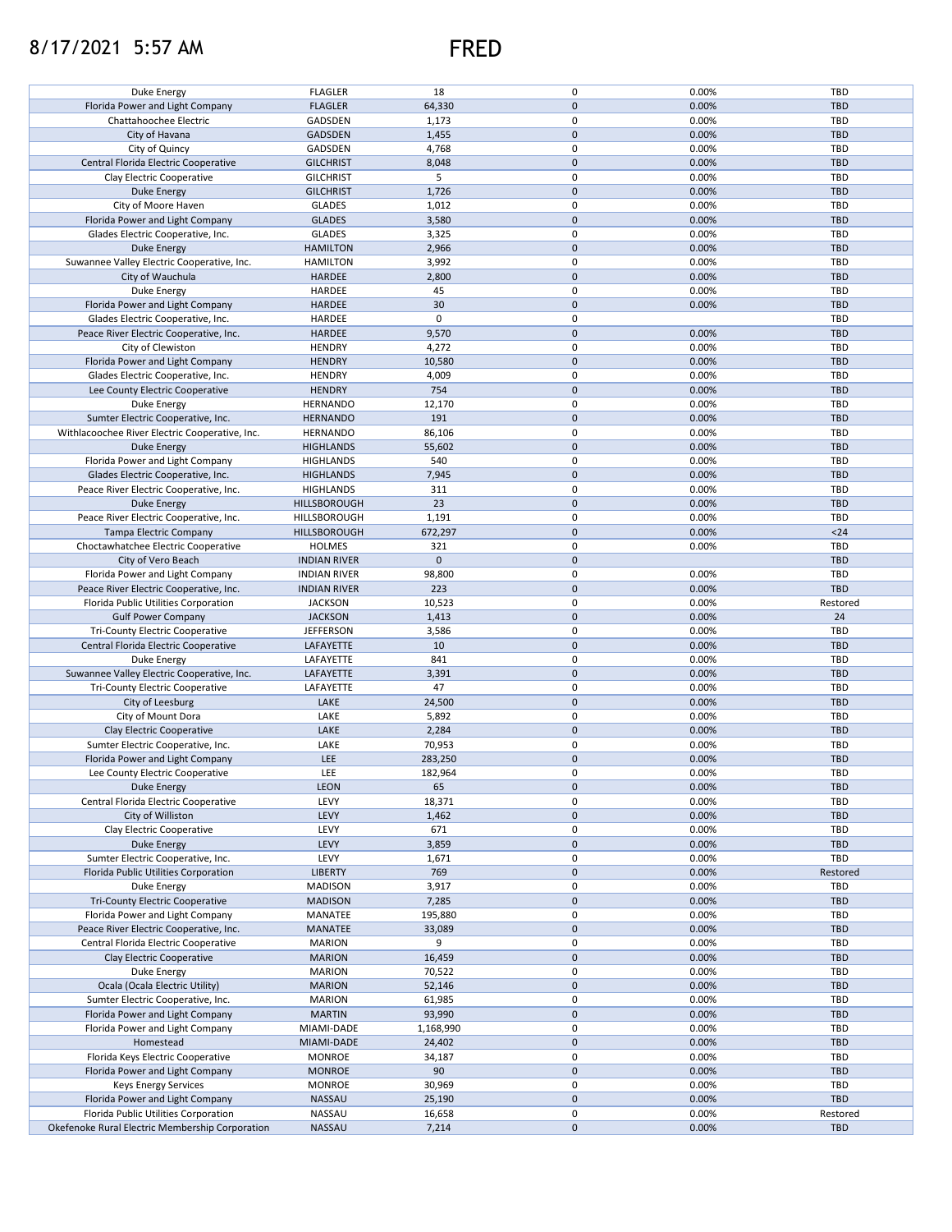8/17/2021 5:57 AM

# FRED

| Duke Energy | FLAGLER | 18 | 0 | 0.00% | TBD |
|---|---|---|---|---|---|
| Florida Power and Light Company | FLAGLER | 64,330 | 0 | 0.00% | TBD |
| Chattahoochee Electric | GADSDEN | 1,173 | 0 | 0.00% | TBD |
| City of Havana | GADSDEN | 1,455 | 0 | 0.00% | TBD |
| City of Quincy | GADSDEN | 4,768 | 0 | 0.00% | TBD |
| Central Florida Electric Cooperative | GILCHRIST | 8,048 | 0 | 0.00% | TBD |
| Clay Electric Cooperative | GILCHRIST | 5 | 0 | 0.00% | TBD |
| Duke Energy | GILCHRIST | 1,726 | 0 | 0.00% | TBD |
| City of Moore Haven | GLADES | 1,012 | 0 | 0.00% | TBD |
| Florida Power and Light Company | GLADES | 3,580 | 0 | 0.00% | TBD |
| Glades Electric Cooperative, Inc. | GLADES | 3,325 | 0 | 0.00% | TBD |
| Duke Energy | HAMILTON | 2,966 | 0 | 0.00% | TBD |
| Suwannee Valley Electric Cooperative, Inc. | HAMILTON | 3,992 | 0 | 0.00% | TBD |
| City of Wauchula | HARDEE | 2,800 | 0 | 0.00% | TBD |
| Duke Energy | HARDEE | 45 | 0 | 0.00% | TBD |
| Florida Power and Light Company | HARDEE | 30 | 0 | 0.00% | TBD |
| Glades Electric Cooperative, Inc. | HARDEE | 0 | 0 | | TBD |
| Peace River Electric Cooperative, Inc. | HARDEE | 9,570 | 0 | 0.00% | TBD |
| City of Clewiston | HENDRY | 4,272 | 0 | 0.00% | TBD |
| Florida Power and Light Company | HENDRY | 10,580 | 0 | 0.00% | TBD |
| Glades Electric Cooperative, Inc. | HENDRY | 4,009 | 0 | 0.00% | TBD |
| Lee County Electric Cooperative | HENDRY | 754 | 0 | 0.00% | TBD |
| Duke Energy | HERNANDO | 12,170 | 0 | 0.00% | TBD |
| Sumter Electric Cooperative, Inc. | HERNANDO | 191 | 0 | 0.00% | TBD |
| Withlacoochee River Electric Cooperative, Inc. | HERNANDO | 86,106 | 0 | 0.00% | TBD |
| Duke Energy | HIGHLANDS | 55,602 | 0 | 0.00% | TBD |
| Florida Power and Light Company | HIGHLANDS | 540 | 0 | 0.00% | TBD |
| Glades Electric Cooperative, Inc. | HIGHLANDS | 7,945 | 0 | 0.00% | TBD |
| Peace River Electric Cooperative, Inc. | HIGHLANDS | 311 | 0 | 0.00% | TBD |
| Duke Energy | HILLSBOROUGH | 23 | 0 | 0.00% | TBD |
| Peace River Electric Cooperative, Inc. | HILLSBOROUGH | 1,191 | 0 | 0.00% | TBD |
| Tampa Electric Company | HILLSBOROUGH | 672,297 | 0 | 0.00% | <24 |
| Choctawhatchee Electric Cooperative | HOLMES | 321 | 0 | 0.00% | TBD |
| City of Vero Beach | INDIAN RIVER | 0 | 0 | | TBD |
| Florida Power and Light Company | INDIAN RIVER | 98,800 | 0 | 0.00% | TBD |
| Peace River Electric Cooperative, Inc. | INDIAN RIVER | 223 | 0 | 0.00% | TBD |
| Florida Public Utilities Corporation | JACKSON | 10,523 | 0 | 0.00% | Restored |
| Gulf Power Company | JACKSON | 1,413 | 0 | 0.00% | 24 |
| Tri-County Electric Cooperative | JEFFERSON | 3,586 | 0 | 0.00% | TBD |
| Central Florida Electric Cooperative | LAFAYETTE | 10 | 0 | 0.00% | TBD |
| Duke Energy | LAFAYETTE | 841 | 0 | 0.00% | TBD |
| Suwannee Valley Electric Cooperative, Inc. | LAFAYETTE | 3,391 | 0 | 0.00% | TBD |
| Tri-County Electric Cooperative | LAFAYETTE | 47 | 0 | 0.00% | TBD |
| City of Leesburg | LAKE | 24,500 | 0 | 0.00% | TBD |
| City of Mount Dora | LAKE | 5,892 | 0 | 0.00% | TBD |
| Clay Electric Cooperative | LAKE | 2,284 | 0 | 0.00% | TBD |
| Sumter Electric Cooperative, Inc. | LAKE | 70,953 | 0 | 0.00% | TBD |
| Florida Power and Light Company | LEE | 283,250 | 0 | 0.00% | TBD |
| Lee County Electric Cooperative | LEE | 182,964 | 0 | 0.00% | TBD |
| Duke Energy | LEON | 65 | 0 | 0.00% | TBD |
| Central Florida Electric Cooperative | LEVY | 18,371 | 0 | 0.00% | TBD |
| City of Williston | LEVY | 1,462 | 0 | 0.00% | TBD |
| Clay Electric Cooperative | LEVY | 671 | 0 | 0.00% | TBD |
| Duke Energy | LEVY | 3,859 | 0 | 0.00% | TBD |
| Sumter Electric Cooperative, Inc. | LEVY | 1,671 | 0 | 0.00% | TBD |
| Florida Public Utilities Corporation | LIBERTY | 769 | 0 | 0.00% | Restored |
| Duke Energy | MADISON | 3,917 | 0 | 0.00% | TBD |
| Tri-County Electric Cooperative | MADISON | 7,285 | 0 | 0.00% | TBD |
| Florida Power and Light Company | MANATEE | 195,880 | 0 | 0.00% | TBD |
| Peace River Electric Cooperative, Inc. | MANATEE | 33,089 | 0 | 0.00% | TBD |
| Central Florida Electric Cooperative | MARION | 9 | 0 | 0.00% | TBD |
| Clay Electric Cooperative | MARION | 16,459 | 0 | 0.00% | TBD |
| Duke Energy | MARION | 70,522 | 0 | 0.00% | TBD |
| Ocala (Ocala Electric Utility) | MARION | 52,146 | 0 | 0.00% | TBD |
| Sumter Electric Cooperative, Inc. | MARION | 61,985 | 0 | 0.00% | TBD |
| Florida Power and Light Company | MARTIN | 93,990 | 0 | 0.00% | TBD |
| Florida Power and Light Company | MIAMI-DADE | 1,168,990 | 0 | 0.00% | TBD |
| Homestead | MIAMI-DADE | 24,402 | 0 | 0.00% | TBD |
| Florida Keys Electric Cooperative | MONROE | 34,187 | 0 | 0.00% | TBD |
| Florida Power and Light Company | MONROE | 90 | 0 | 0.00% | TBD |
| Keys Energy Services | MONROE | 30,969 | 0 | 0.00% | TBD |
| Florida Power and Light Company | NASSAU | 25,190 | 0 | 0.00% | TBD |
| Florida Public Utilities Corporation | NASSAU | 16,658 | 0 | 0.00% | Restored |
| Okefenoke Rural Electric Membership Corporation | NASSAU | 7,214 | 0 | 0.00% | TBD |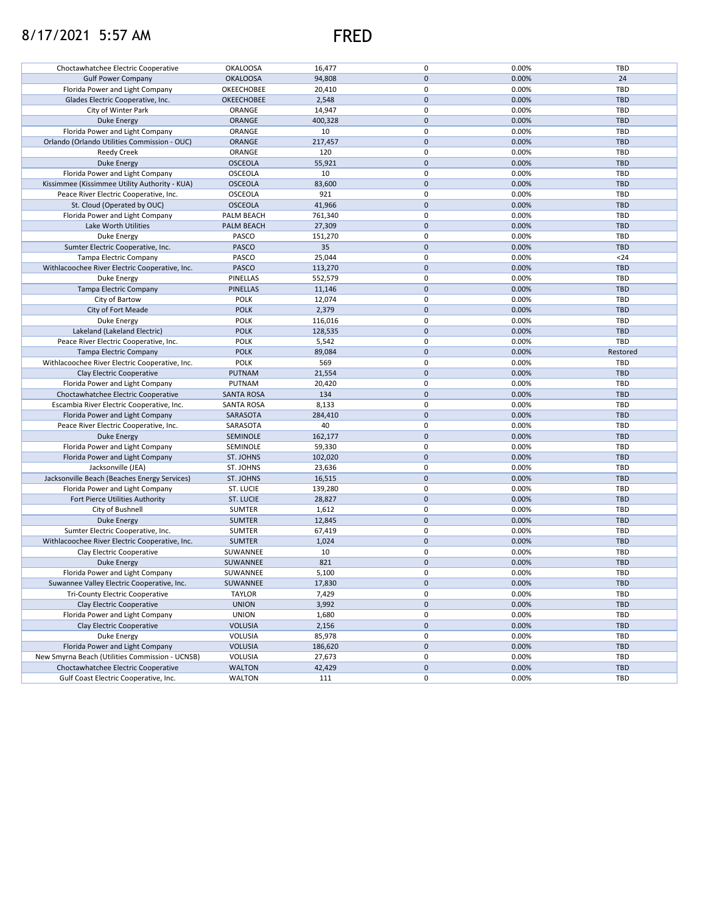8/17/2021 5:57 AM

# FRED

| | | | | | |
|---|---|---|---|---|---|
| Choctawhatchee Electric Cooperative | OKALOOSA | 16,477 | 0 | 0.00% | TBD |
| Gulf Power Company | OKALOOSA | 94,808 | 0 | 0.00% | 24 |
| Florida Power and Light Company | OKEECHOBEE | 20,410 | 0 | 0.00% | TBD |
| Glades Electric Cooperative, Inc. | OKEECHOBEE | 2,548 | 0 | 0.00% | TBD |
| City of Winter Park | ORANGE | 14,947 | 0 | 0.00% | TBD |
| Duke Energy | ORANGE | 400,328 | 0 | 0.00% | TBD |
| Florida Power and Light Company | ORANGE | 10 | 0 | 0.00% | TBD |
| Orlando (Orlando Utilities Commission - OUC) | ORANGE | 217,457 | 0 | 0.00% | TBD |
| Reedy Creek | ORANGE | 120 | 0 | 0.00% | TBD |
| Duke Energy | OSCEOLA | 55,921 | 0 | 0.00% | TBD |
| Florida Power and Light Company | OSCEOLA | 10 | 0 | 0.00% | TBD |
| Kissimmee (Kissimmee Utility Authority - KUA) | OSCEOLA | 83,600 | 0 | 0.00% | TBD |
| Peace River Electric Cooperative, Inc. | OSCEOLA | 921 | 0 | 0.00% | TBD |
| St. Cloud (Operated by OUC) | OSCEOLA | 41,966 | 0 | 0.00% | TBD |
| Florida Power and Light Company | PALM BEACH | 761,340 | 0 | 0.00% | TBD |
| Lake Worth Utilities | PALM BEACH | 27,309 | 0 | 0.00% | TBD |
| Duke Energy | PASCO | 151,270 | 0 | 0.00% | TBD |
| Sumter Electric Cooperative, Inc. | PASCO | 35 | 0 | 0.00% | TBD |
| Tampa Electric Company | PASCO | 25,044 | 0 | 0.00% | <24 |
| Withlacoochee River Electric Cooperative, Inc. | PASCO | 113,270 | 0 | 0.00% | TBD |
| Duke Energy | PINELLAS | 552,579 | 0 | 0.00% | TBD |
| Tampa Electric Company | PINELLAS | 11,146 | 0 | 0.00% | TBD |
| City of Bartow | POLK | 12,074 | 0 | 0.00% | TBD |
| City of Fort Meade | POLK | 2,379 | 0 | 0.00% | TBD |
| Duke Energy | POLK | 116,016 | 0 | 0.00% | TBD |
| Lakeland (Lakeland Electric) | POLK | 128,535 | 0 | 0.00% | TBD |
| Peace River Electric Cooperative, Inc. | POLK | 5,542 | 0 | 0.00% | TBD |
| Tampa Electric Company | POLK | 89,084 | 0 | 0.00% | Restored |
| Withlacoochee River Electric Cooperative, Inc. | POLK | 569 | 0 | 0.00% | TBD |
| Clay Electric Cooperative | PUTNAM | 21,554 | 0 | 0.00% | TBD |
| Florida Power and Light Company | PUTNAM | 20,420 | 0 | 0.00% | TBD |
| Choctawhatchee Electric Cooperative | SANTA ROSA | 134 | 0 | 0.00% | TBD |
| Escambia River Electric Cooperative, Inc. | SANTA ROSA | 8,133 | 0 | 0.00% | TBD |
| Florida Power and Light Company | SARASOTA | 284,410 | 0 | 0.00% | TBD |
| Peace River Electric Cooperative, Inc. | SARASOTA | 40 | 0 | 0.00% | TBD |
| Duke Energy | SEMINOLE | 162,177 | 0 | 0.00% | TBD |
| Florida Power and Light Company | SEMINOLE | 59,330 | 0 | 0.00% | TBD |
| Florida Power and Light Company | ST. JOHNS | 102,020 | 0 | 0.00% | TBD |
| Jacksonville (JEA) | ST. JOHNS | 23,636 | 0 | 0.00% | TBD |
| Jacksonville Beach (Beaches Energy Services) | ST. JOHNS | 16,515 | 0 | 0.00% | TBD |
| Florida Power and Light Company | ST. LUCIE | 139,280 | 0 | 0.00% | TBD |
| Fort Pierce Utilities Authority | ST. LUCIE | 28,827 | 0 | 0.00% | TBD |
| City of Bushnell | SUMTER | 1,612 | 0 | 0.00% | TBD |
| Duke Energy | SUMTER | 12,845 | 0 | 0.00% | TBD |
| Sumter Electric Cooperative, Inc. | SUMTER | 67,419 | 0 | 0.00% | TBD |
| Withlacoochee River Electric Cooperative, Inc. | SUMTER | 1,024 | 0 | 0.00% | TBD |
| Clay Electric Cooperative | SUWANNEE | 10 | 0 | 0.00% | TBD |
| Duke Energy | SUWANNEE | 821 | 0 | 0.00% | TBD |
| Florida Power and Light Company | SUWANNEE | 5,100 | 0 | 0.00% | TBD |
| Suwannee Valley Electric Cooperative, Inc. | SUWANNEE | 17,830 | 0 | 0.00% | TBD |
| Tri-County Electric Cooperative | TAYLOR | 7,429 | 0 | 0.00% | TBD |
| Clay Electric Cooperative | UNION | 3,992 | 0 | 0.00% | TBD |
| Florida Power and Light Company | UNION | 1,680 | 0 | 0.00% | TBD |
| Clay Electric Cooperative | VOLUSIA | 2,156 | 0 | 0.00% | TBD |
| Duke Energy | VOLUSIA | 85,978 | 0 | 0.00% | TBD |
| Florida Power and Light Company | VOLUSIA | 186,620 | 0 | 0.00% | TBD |
| New Smyrna Beach (Utilities Commission - UCNSB) | VOLUSIA | 27,673 | 0 | 0.00% | TBD |
| Choctawhatchee Electric Cooperative | WALTON | 42,429 | 0 | 0.00% | TBD |
| Gulf Coast Electric Cooperative, Inc. | WALTON | 111 | 0 | 0.00% | TBD |